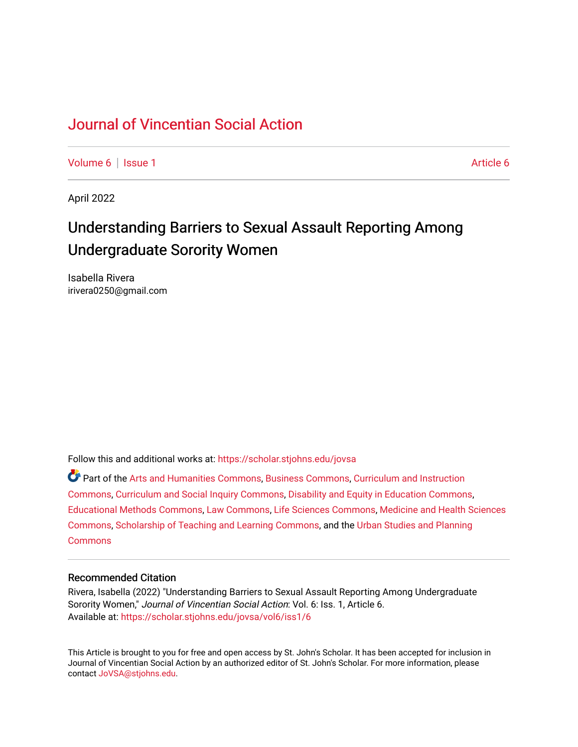# Journal of Vincentian Social Action

Volume 6 | Issue 1 Article 6

April 2022

## Understanding Barriers to Sexual Assault Reporting Among Undergraduate Sorority Women

Isabella Rivera
irivera0250@gmail.com

Follow this and additional works at: https://scholar.stjohns.edu/jovsa

Part of the Arts and Humanities Commons, Business Commons, Curriculum and Instruction Commons, Curriculum and Social Inquiry Commons, Disability and Equity in Education Commons, Educational Methods Commons, Law Commons, Life Sciences Commons, Medicine and Health Sciences Commons, Scholarship of Teaching and Learning Commons, and the Urban Studies and Planning Commons

### Recommended Citation

Rivera, Isabella (2022) "Understanding Barriers to Sexual Assault Reporting Among Undergraduate Sorority Women," *Journal of Vincentian Social Action*: Vol. 6: Iss. 1, Article 6.
Available at: https://scholar.stjohns.edu/jovsa/vol6/iss1/6

This Article is brought to you for free and open access by St. John's Scholar. It has been accepted for inclusion in Journal of Vincentian Social Action by an authorized editor of St. John's Scholar. For more information, please contact JoVSA@stjohns.edu.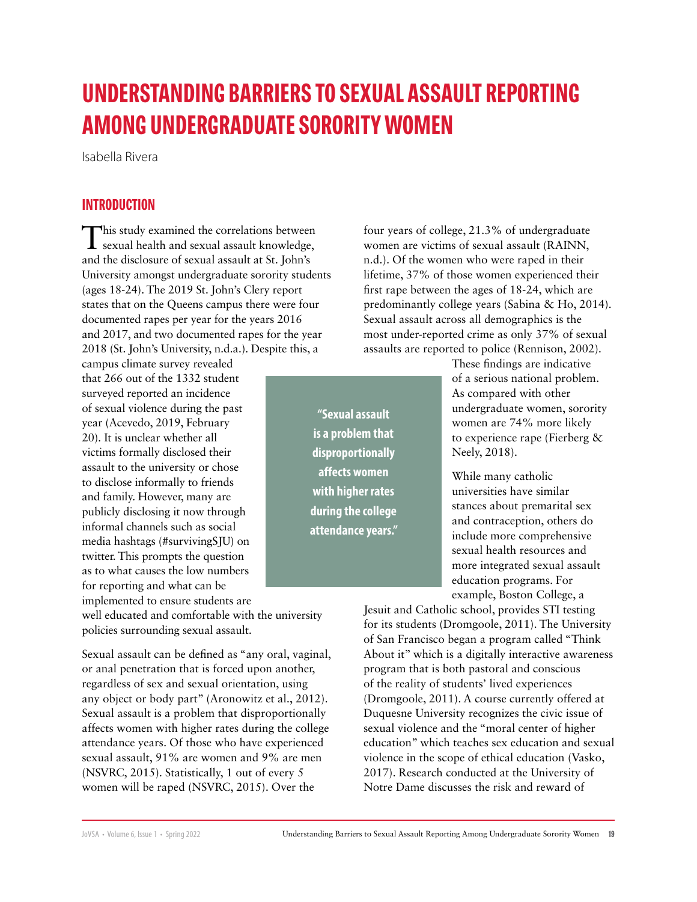# UNDERSTANDING BARRIERS TO SEXUAL ASSAULT REPORTING AMONG UNDERGRADUATE SORORITY WOMEN

Isabella Rivera

## INTRODUCTION

This study examined the correlations between sexual health and sexual assault knowledge, and the disclosure of sexual assault at St. John's University amongst undergraduate sorority students (ages 18-24). The 2019 St. John's Clery report states that on the Queens campus there were four documented rapes per year for the years 2016 and 2017, and two documented rapes for the year 2018 (St. John's University, n.d.a.). Despite this, a campus climate survey revealed that 266 out of the 1332 student surveyed reported an incidence of sexual violence during the past year (Acevedo, 2019, February 20). It is unclear whether all victims formally disclosed their assault to the university or chose to disclose informally to friends and family. However, many are publicly disclosing it now through informal channels such as social media hashtags (#survivingSJU) on twitter. This prompts the question as to what causes the low numbers for reporting and what can be implemented to ensure students are well educated and comfortable with the university policies surrounding sexual assault.

Sexual assault can be defined as "any oral, vaginal, or anal penetration that is forced upon another, regardless of sex and sexual orientation, using any object or body part" (Aronowitz et al., 2012). Sexual assault is a problem that disproportionally affects women with higher rates during the college attendance years. Of those who have experienced sexual assault, 91% are women and 9% are men (NSVRC, 2015). Statistically, 1 out of every 5 women will be raped (NSVRC, 2015). Over the four years of college, 21.3% of undergraduate women are victims of sexual assault (RAINN, n.d.). Of the women who were raped in their lifetime, 37% of those women experienced their first rape between the ages of 18-24, which are predominantly college years (Sabina & Ho, 2014). Sexual assault across all demographics is the most under-reported crime as only 37% of sexual assaults are reported to police (Rennison, 2002).

> **"Sexual assault is a problem that disproportionally affects women with higher rates during the college attendance years."**

These findings are indicative of a serious national problem. As compared with other undergraduate women, sorority women are 74% more likely to experience rape (Fierberg & Neely, 2018).

While many catholic universities have similar stances about premarital sex and contraception, others do include more comprehensive sexual health resources and more integrated sexual assault education programs. For example, Boston College, a Jesuit and Catholic school, provides STI testing for its students (Dromgoole, 2011). The University of San Francisco began a program called "Think About it" which is a digitally interactive awareness program that is both pastoral and conscious of the reality of students' lived experiences (Dromgoole, 2011). A course currently offered at Duquesne University recognizes the civic issue of sexual violence and the "moral center of higher education" which teaches sex education and sexual violence in the scope of ethical education (Vasko, 2017). Research conducted at the University of Notre Dame discusses the risk and reward of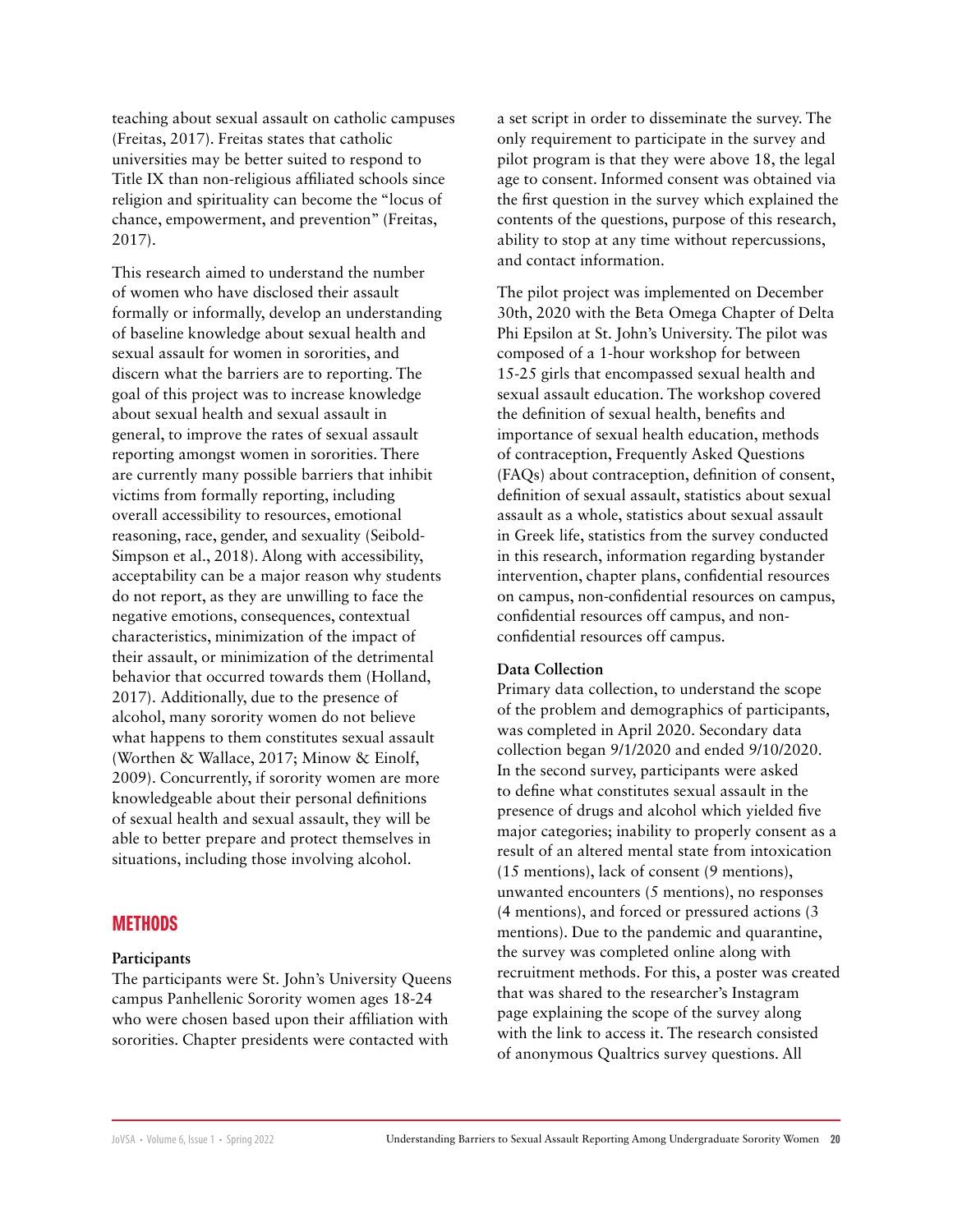teaching about sexual assault on catholic campuses (Freitas, 2017). Freitas states that catholic universities may be better suited to respond to Title IX than non-religious affiliated schools since religion and spirituality can become the "locus of chance, empowerment, and prevention" (Freitas, 2017).

This research aimed to understand the number of women who have disclosed their assault formally or informally, develop an understanding of baseline knowledge about sexual health and sexual assault for women in sororities, and discern what the barriers are to reporting. The goal of this project was to increase knowledge about sexual health and sexual assault in general, to improve the rates of sexual assault reporting amongst women in sororities. There are currently many possible barriers that inhibit victims from formally reporting, including overall accessibility to resources, emotional reasoning, race, gender, and sexuality (Seibold-Simpson et al., 2018). Along with accessibility, acceptability can be a major reason why students do not report, as they are unwilling to face the negative emotions, consequences, contextual characteristics, minimization of the impact of their assault, or minimization of the detrimental behavior that occurred towards them (Holland, 2017). Additionally, due to the presence of alcohol, many sorority women do not believe what happens to them constitutes sexual assault (Worthen & Wallace, 2017; Minow & Einolf, 2009). Concurrently, if sorority women are more knowledgeable about their personal definitions of sexual health and sexual assault, they will be able to better prepare and protect themselves in situations, including those involving alcohol.

## METHODS

**Participants**

The participants were St. John's University Queens campus Panhellenic Sorority women ages 18-24 who were chosen based upon their affiliation with sororities. Chapter presidents were contacted with a set script in order to disseminate the survey. The only requirement to participate in the survey and pilot program is that they were above 18, the legal age to consent. Informed consent was obtained via the first question in the survey which explained the contents of the questions, purpose of this research, ability to stop at any time without repercussions, and contact information.

The pilot project was implemented on December 30th, 2020 with the Beta Omega Chapter of Delta Phi Epsilon at St. John's University. The pilot was composed of a 1-hour workshop for between 15-25 girls that encompassed sexual health and sexual assault education. The workshop covered the definition of sexual health, benefits and importance of sexual health education, methods of contraception, Frequently Asked Questions (FAQs) about contraception, definition of consent, definition of sexual assault, statistics about sexual assault as a whole, statistics about sexual assault in Greek life, statistics from the survey conducted in this research, information regarding bystander intervention, chapter plans, confidential resources on campus, non-confidential resources on campus, confidential resources off campus, and non-confidential resources off campus.

**Data Collection**

Primary data collection, to understand the scope of the problem and demographics of participants, was completed in April 2020. Secondary data collection began 9/1/2020 and ended 9/10/2020. In the second survey, participants were asked to define what constitutes sexual assault in the presence of drugs and alcohol which yielded five major categories; inability to properly consent as a result of an altered mental state from intoxication (15 mentions), lack of consent (9 mentions), unwanted encounters (5 mentions), no responses (4 mentions), and forced or pressured actions (3 mentions). Due to the pandemic and quarantine, the survey was completed online along with recruitment methods. For this, a poster was created that was shared to the researcher's Instagram page explaining the scope of the survey along with the link to access it. The research consisted of anonymous Qualtrics survey questions. All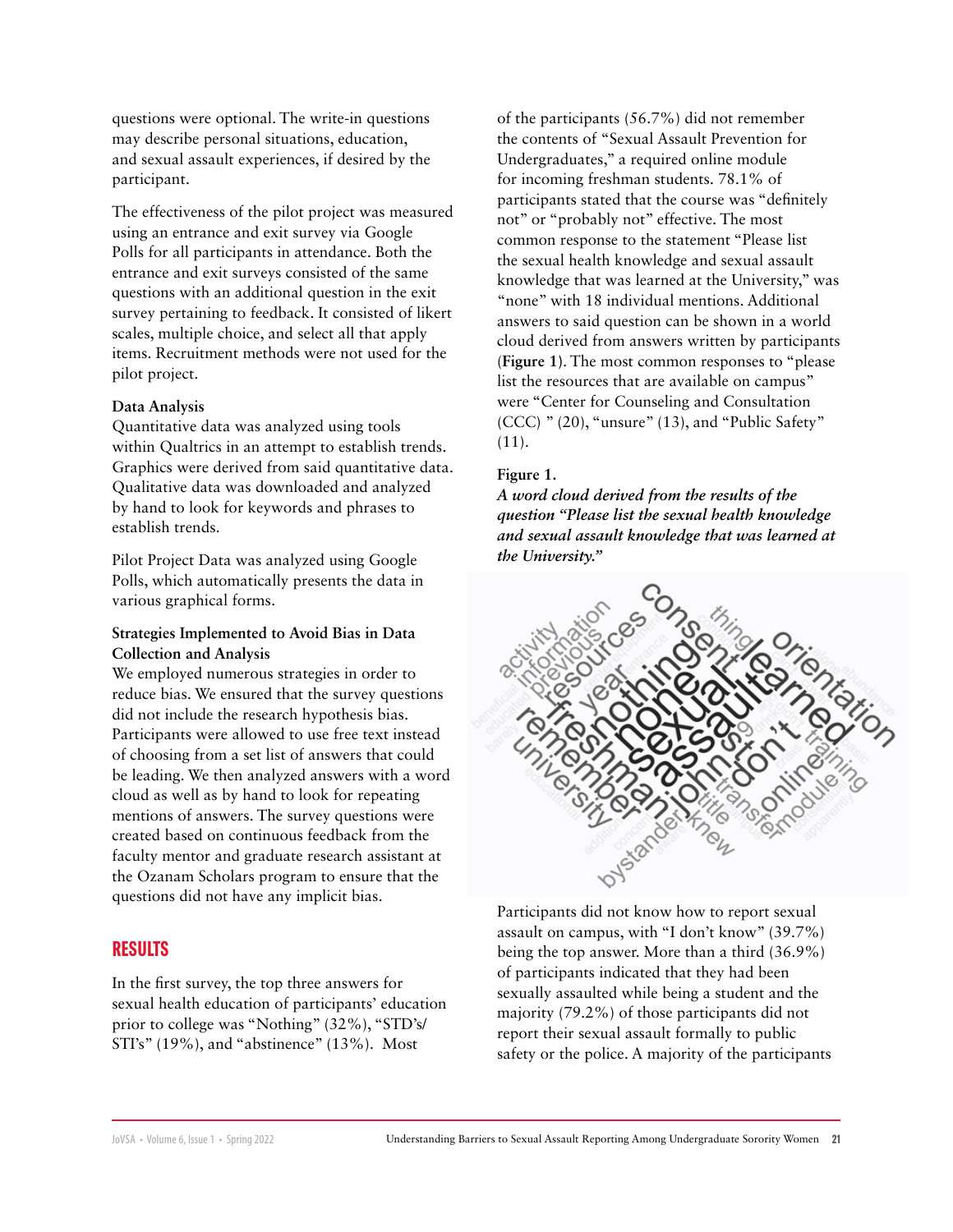questions were optional. The write-in questions may describe personal situations, education, and sexual assault experiences, if desired by the participant.

The effectiveness of the pilot project was measured using an entrance and exit survey via Google Polls for all participants in attendance. Both the entrance and exit surveys consisted of the same questions with an additional question in the exit survey pertaining to feedback. It consisted of likert scales, multiple choice, and select all that apply items. Recruitment methods were not used for the pilot project.

**Data Analysis**
Quantitative data was analyzed using tools within Qualtrics in an attempt to establish trends. Graphics were derived from said quantitative data. Qualitative data was downloaded and analyzed by hand to look for keywords and phrases to establish trends.

Pilot Project Data was analyzed using Google Polls, which automatically presents the data in various graphical forms.

**Strategies Implemented to Avoid Bias in Data Collection and Analysis**
We employed numerous strategies in order to reduce bias. We ensured that the survey questions did not include the research hypothesis bias. Participants were allowed to use free text instead of choosing from a set list of answers that could be leading. We then analyzed answers with a word cloud as well as by hand to look for repeating mentions of answers. The survey questions were created based on continuous feedback from the faculty mentor and graduate research assistant at the Ozanam Scholars program to ensure that the questions did not have any implicit bias.

## RESULTS

In the first survey, the top three answers for sexual health education of participants' education prior to college was "Nothing" (32%), "STD's/STI's" (19%), and "abstinence" (13%). Most of the participants (56.7%) did not remember the contents of "Sexual Assault Prevention for Undergraduates," a required online module for incoming freshman students. 78.1% of participants stated that the course was "definitely not" or "probably not" effective. The most common response to the statement "Please list the sexual health knowledge and sexual assault knowledge that was learned at the University," was "none" with 18 individual mentions. Additional answers to said question can be shown in a world cloud derived from answers written by participants (**Figure 1**). The most common responses to "please list the resources that are available on campus" were "Center for Counseling and Consultation (CCC) " (20), "unsure" (13), and "Public Safety" (11).

**Figure 1.**
***A word cloud derived from the results of the question "Please list the sexual health knowledge and sexual assault knowledge that was learned at the University."***

Participants did not know how to report sexual assault on campus, with "I don't know" (39.7%) being the top answer. More than a third (36.9%) of participants indicated that they had been sexually assaulted while being a student and the majority (79.2%) of those participants did not report their sexual assault formally to public safety or the police. A majority of the participants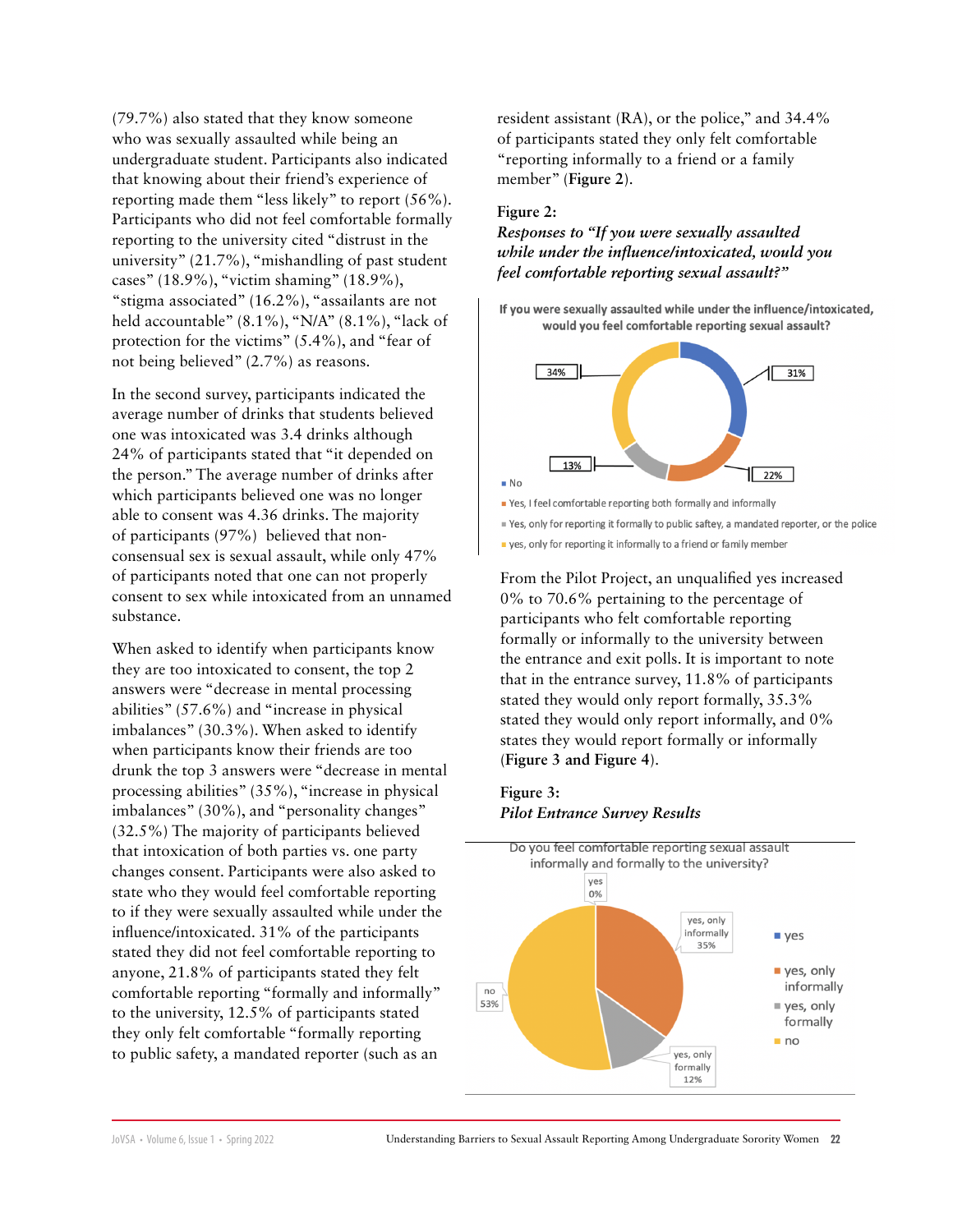(79.7%) also stated that they know someone who was sexually assaulted while being an undergraduate student. Participants also indicated that knowing about their friend's experience of reporting made them "less likely" to report (56%). Participants who did not feel comfortable formally reporting to the university cited "distrust in the university" (21.7%), "mishandling of past student cases" (18.9%), "victim shaming" (18.9%), "stigma associated" (16.2%), "assailants are not held accountable" (8.1%), "N/A" (8.1%), "lack of protection for the victims" (5.4%), and "fear of not being believed" (2.7%) as reasons.

In the second survey, participants indicated the average number of drinks that students believed one was intoxicated was 3.4 drinks although 24% of participants stated that "it depended on the person." The average number of drinks after which participants believed one was no longer able to consent was 4.36 drinks. The majority of participants (97%) believed that non-consensual sex is sexual assault, while only 47% of participants noted that one can not properly consent to sex while intoxicated from an unnamed substance.

When asked to identify when participants know they are too intoxicated to consent, the top 2 answers were "decrease in mental processing abilities" (57.6%) and "increase in physical imbalances" (30.3%). When asked to identify when participants know their friends are too drunk the top 3 answers were "decrease in mental processing abilities" (35%), "increase in physical imbalances" (30%), and "personality changes" (32.5%) The majority of participants believed that intoxication of both parties vs. one party changes consent. Participants were also asked to state who they would feel comfortable reporting to if they were sexually assaulted while under the influence/intoxicated. 31% of the participants stated they did not feel comfortable reporting to anyone, 21.8% of participants stated they felt comfortable reporting "formally and informally" to the university, 12.5% of participants stated they only felt comfortable "formally reporting to public safety, a mandated reporter (such as an resident assistant (RA), or the police," and 34.4% of participants stated they only felt comfortable "reporting informally to a friend or a family member" (**Figure 2**).

**Figure 2:**
***Responses to "If you were sexually assaulted while under the influence/intoxicated, would you feel comfortable reporting sexual assault?"***

From the Pilot Project, an unqualified yes increased 0% to 70.6% pertaining to the percentage of participants who felt comfortable reporting formally or informally to the university between the entrance and exit polls. It is important to note that in the entrance survey, 11.8% of participants stated they would only report formally, 35.3% stated they would only report informally, and 0% states they would report formally or informally (**Figure 3 and Figure 4**).

**Figure 3:**
***Pilot Entrance Survey Results***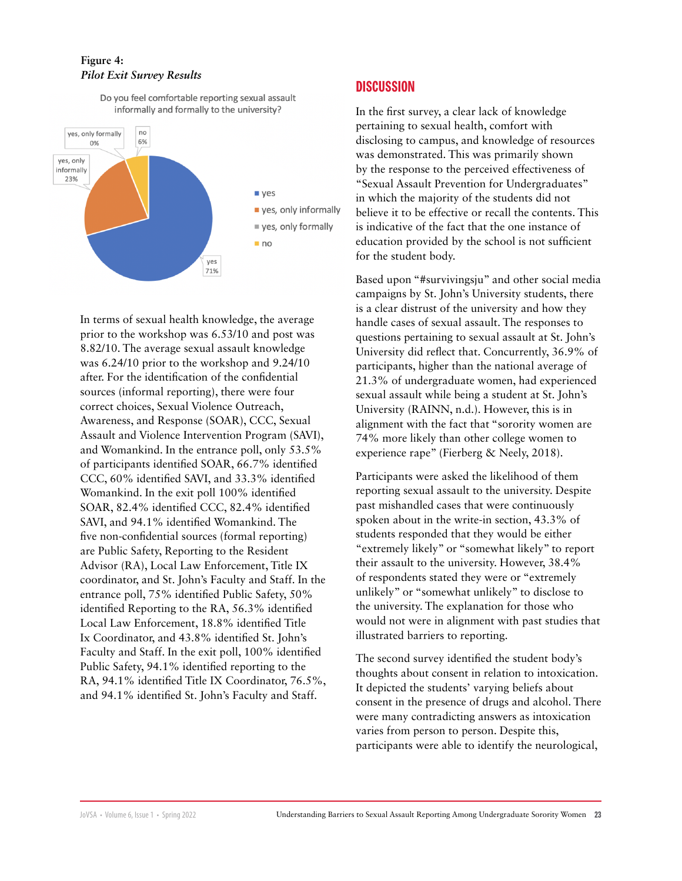**Figure 4:**
*Pilot Exit Survey Results*

Do you feel comfortable reporting sexual assault informally and formally to the university?

- yes: 71%
- yes, only informally: 23%
- yes, only formally: 0%
- no: 6%

In terms of sexual health knowledge, the average prior to the workshop was 6.53/10 and post was 8.82/10. The average sexual assault knowledge was 6.24/10 prior to the workshop and 9.24/10 after. For the identification of the confidential sources (informal reporting), there were four correct choices, Sexual Violence Outreach, Awareness, and Response (SOAR), CCC, Sexual Assault and Violence Intervention Program (SAVI), and Womankind. In the entrance poll, only 53.5% of participants identified SOAR, 66.7% identified CCC, 60% identified SAVI, and 33.3% identified Womankind. In the exit poll 100% identified SOAR, 82.4% identified CCC, 82.4% identified SAVI, and 94.1% identified Womankind. The five non-confidential sources (formal reporting) are Public Safety, Reporting to the Resident Advisor (RA), Local Law Enforcement, Title IX coordinator, and St. John's Faculty and Staff. In the entrance poll, 75% identified Public Safety, 50% identified Reporting to the RA, 56.3% identified Local Law Enforcement, 18.8% identified Title Ix Coordinator, and 43.8% identified St. John's Faculty and Staff. In the exit poll, 100% identified Public Safety, 94.1% identified reporting to the RA, 94.1% identified Title IX Coordinator, 76.5%, and 94.1% identified St. John's Faculty and Staff.

## DISCUSSION

In the first survey, a clear lack of knowledge pertaining to sexual health, comfort with disclosing to campus, and knowledge of resources was demonstrated. This was primarily shown by the response to the perceived effectiveness of "Sexual Assault Prevention for Undergraduates" in which the majority of the students did not believe it to be effective or recall the contents. This is indicative of the fact that the one instance of education provided by the school is not sufficient for the student body.

Based upon "#survivingsju" and other social media campaigns by St. John's University students, there is a clear distrust of the university and how they handle cases of sexual assault. The responses to questions pertaining to sexual assault at St. John's University did reflect that. Concurrently, 36.9% of participants, higher than the national average of 21.3% of undergraduate women, had experienced sexual assault while being a student at St. John's University (RAINN, n.d.). However, this is in alignment with the fact that "sorority women are 74% more likely than other college women to experience rape" (Fierberg & Neely, 2018).

Participants were asked the likelihood of them reporting sexual assault to the university. Despite past mishandled cases that were continuously spoken about in the write-in section, 43.3% of students responded that they would be either "extremely likely" or "somewhat likely" to report their assault to the university. However, 38.4% of respondents stated they were or "extremely unlikely" or "somewhat unlikely" to disclose to the university. The explanation for those who would not were in alignment with past studies that illustrated barriers to reporting.

The second survey identified the student body's thoughts about consent in relation to intoxication. It depicted the students' varying beliefs about consent in the presence of drugs and alcohol. There were many contradicting answers as intoxication varies from person to person. Despite this, participants were able to identify the neurological,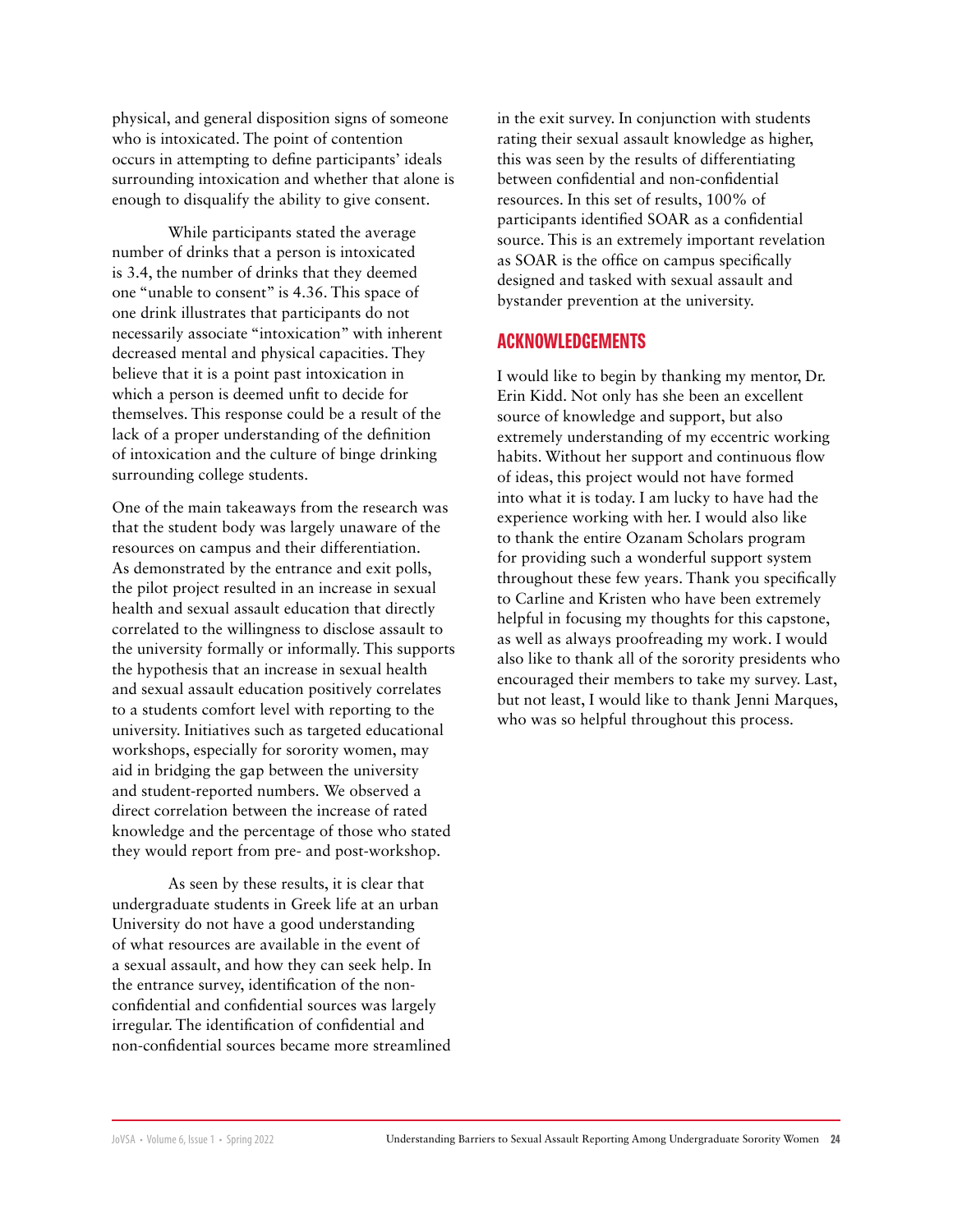physical, and general disposition signs of someone who is intoxicated. The point of contention occurs in attempting to define participants' ideals surrounding intoxication and whether that alone is enough to disqualify the ability to give consent.

While participants stated the average number of drinks that a person is intoxicated is 3.4, the number of drinks that they deemed one "unable to consent" is 4.36. This space of one drink illustrates that participants do not necessarily associate "intoxication" with inherent decreased mental and physical capacities. They believe that it is a point past intoxication in which a person is deemed unfit to decide for themselves. This response could be a result of the lack of a proper understanding of the definition of intoxication and the culture of binge drinking surrounding college students.

One of the main takeaways from the research was that the student body was largely unaware of the resources on campus and their differentiation. As demonstrated by the entrance and exit polls, the pilot project resulted in an increase in sexual health and sexual assault education that directly correlated to the willingness to disclose assault to the university formally or informally. This supports the hypothesis that an increase in sexual health and sexual assault education positively correlates to a students comfort level with reporting to the university. Initiatives such as targeted educational workshops, especially for sorority women, may aid in bridging the gap between the university and student-reported numbers. We observed a direct correlation between the increase of rated knowledge and the percentage of those who stated they would report from pre- and post-workshop.

As seen by these results, it is clear that undergraduate students in Greek life at an urban University do not have a good understanding of what resources are available in the event of a sexual assault, and how they can seek help. In the entrance survey, identification of the non-confidential and confidential sources was largely irregular. The identification of confidential and non-confidential sources became more streamlined in the exit survey. In conjunction with students rating their sexual assault knowledge as higher, this was seen by the results of differentiating between confidential and non-confidential resources. In this set of results, 100% of participants identified SOAR as a confidential source. This is an extremely important revelation as SOAR is the office on campus specifically designed and tasked with sexual assault and bystander prevention at the university.

## ACKNOWLEDGEMENTS

I would like to begin by thanking my mentor, Dr. Erin Kidd. Not only has she been an excellent source of knowledge and support, but also extremely understanding of my eccentric working habits. Without her support and continuous flow of ideas, this project would not have formed into what it is today. I am lucky to have had the experience working with her. I would also like to thank the entire Ozanam Scholars program for providing such a wonderful support system throughout these few years. Thank you specifically to Carline and Kristen who have been extremely helpful in focusing my thoughts for this capstone, as well as always proofreading my work. I would also like to thank all of the sorority presidents who encouraged their members to take my survey. Last, but not least, I would like to thank Jenni Marques, who was so helpful throughout this process.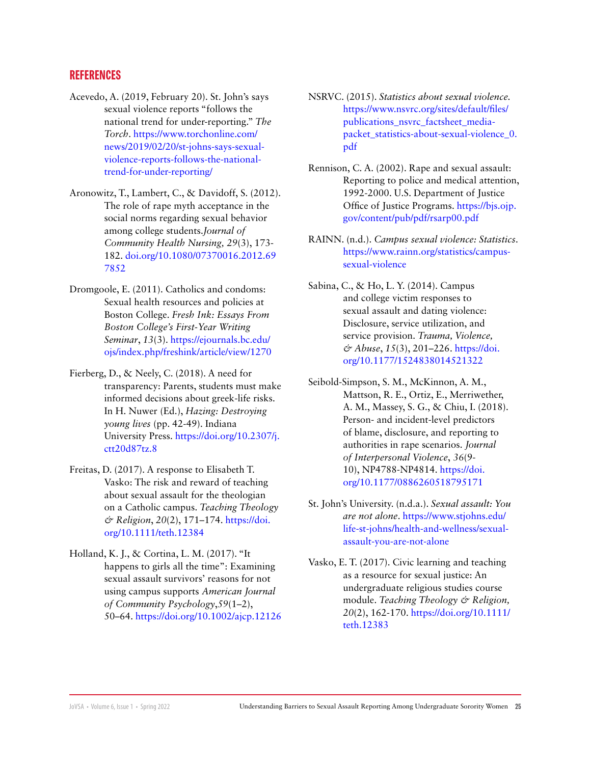## REFERENCES

Acevedo, A. (2019, February 20). St. John's says sexual violence reports "follows the national trend for under-reporting." *The Torch*. https://www.torchonline.com/news/2019/02/20/st-johns-says-sexual-violence-reports-follows-the-national-trend-for-under-reporting/

Aronowitz, T., Lambert, C., & Davidoff, S. (2012). The role of rape myth acceptance in the social norms regarding sexual behavior among college students.*Journal of Community Health Nursing, 29*(3), 173-182. doi.org/10.1080/07370016.2012.697852

Dromgoole, E. (2011). Catholics and condoms: Sexual health resources and policies at Boston College. *Fresh Ink: Essays From Boston College's First-Year Writing Seminar*, *13*(3). https://ejournals.bc.edu/ojs/index.php/freshink/article/view/1270

Fierberg, D., & Neely, C. (2018). A need for transparency: Parents, students must make informed decisions about greek-life risks. In H. Nuwer (Ed.), *Hazing: Destroying young lives* (pp. 42-49). Indiana University Press. https://doi.org/10.2307/j.ctt20d87tz.8

Freitas, D. (2017). A response to Elisabeth T. Vasko: The risk and reward of teaching about sexual assault for the theologian on a Catholic campus. *Teaching Theology & Religion*, *20*(2), 171–174. https://doi.org/10.1111/teth.12384

Holland, K. J., & Cortina, L. M. (2017). "It happens to girls all the time": Examining sexual assault survivors' reasons for not using campus supports *American Journal of Community Psychology*,*59*(1–2), 50–64. https://doi.org/10.1002/ajcp.12126

NSRVC. (2015). *Statistics about sexual violence.* https://www.nsrvc.org/sites/default/files/publications_nsrvc_factsheet_media-packet_statistics-about-sexual-violence_0.pdf

Rennison, C. A. (2002). Rape and sexual assault: Reporting to police and medical attention, 1992-2000. U.S. Department of Justice Office of Justice Programs. https://bjs.ojp.gov/content/pub/pdf/rsarp00.pdf

RAINN. (n.d.). *Campus sexual violence: Statistics*. https://www.rainn.org/statistics/campus-sexual-violence

Sabina, C., & Ho, L. Y. (2014). Campus and college victim responses to sexual assault and dating violence: Disclosure, service utilization, and service provision. *Trauma, Violence, & Abuse*, *15*(3), 201–226. https://doi.org/10.1177/1524838014521322

Seibold-Simpson, S. M., McKinnon, A. M., Mattson, R. E., Ortiz, E., Merriwether, A. M., Massey, S. G., & Chiu, I. (2018). Person- and incident-level predictors of blame, disclosure, and reporting to authorities in rape scenarios. *Journal of Interpersonal Violence*, *36*(9-10), NP4788-NP4814. https://doi.org/10.1177/0886260518795171

St. John's University. (n.d.a.). *Sexual assault: You are not alone*. https://www.stjohns.edu/life-st-johns/health-and-wellness/sexual-assault-you-are-not-alone

Vasko, E. T. (2017). Civic learning and teaching as a resource for sexual justice: An undergraduate religious studies course module. *Teaching Theology & Religion, 20*(2), 162-170. https://doi.org/10.1111/teth.12383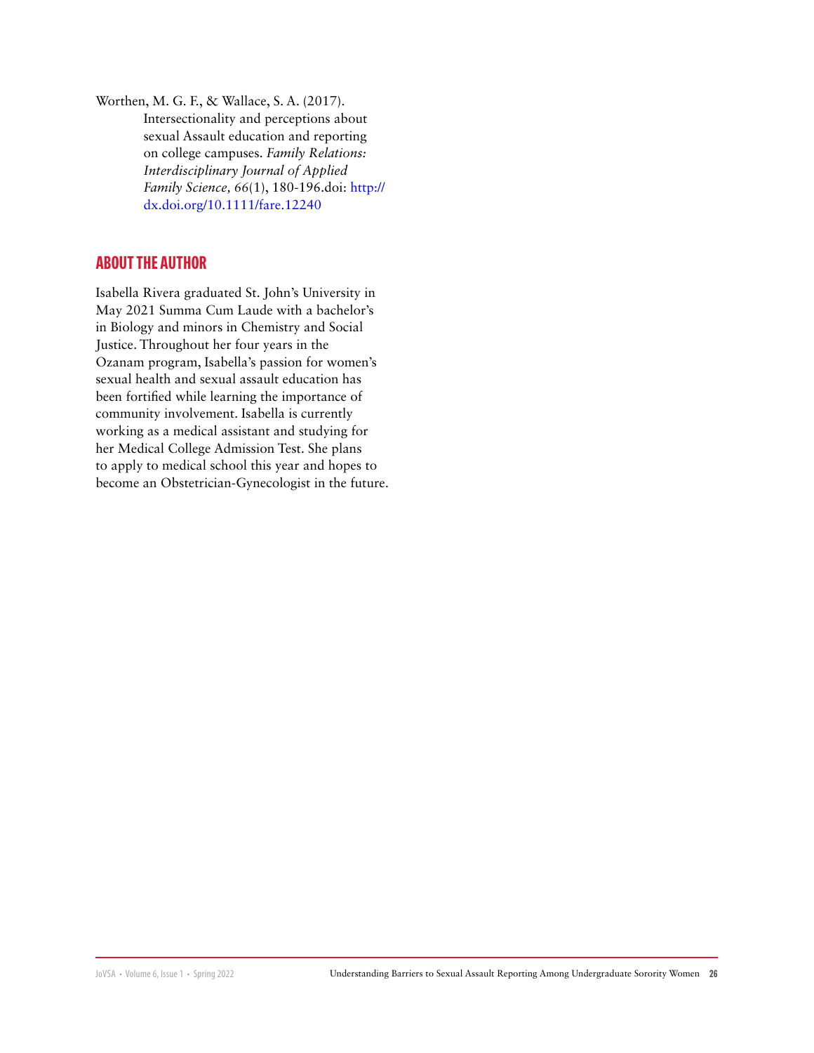Worthen, M. G. F., & Wallace, S. A. (2017). Intersectionality and perceptions about sexual Assault education and reporting on college campuses. *Family Relations: Interdisciplinary Journal of Applied Family Science, 66*(1), 180-196.doi: http://dx.doi.org/10.1111/fare.12240

## ABOUT THE AUTHOR

Isabella Rivera graduated St. John's University in May 2021 Summa Cum Laude with a bachelor's in Biology and minors in Chemistry and Social Justice. Throughout her four years in the Ozanam program, Isabella's passion for women's sexual health and sexual assault education has been fortified while learning the importance of community involvement. Isabella is currently working as a medical assistant and studying for her Medical College Admission Test. She plans to apply to medical school this year and hopes to become an Obstetrician-Gynecologist in the future.